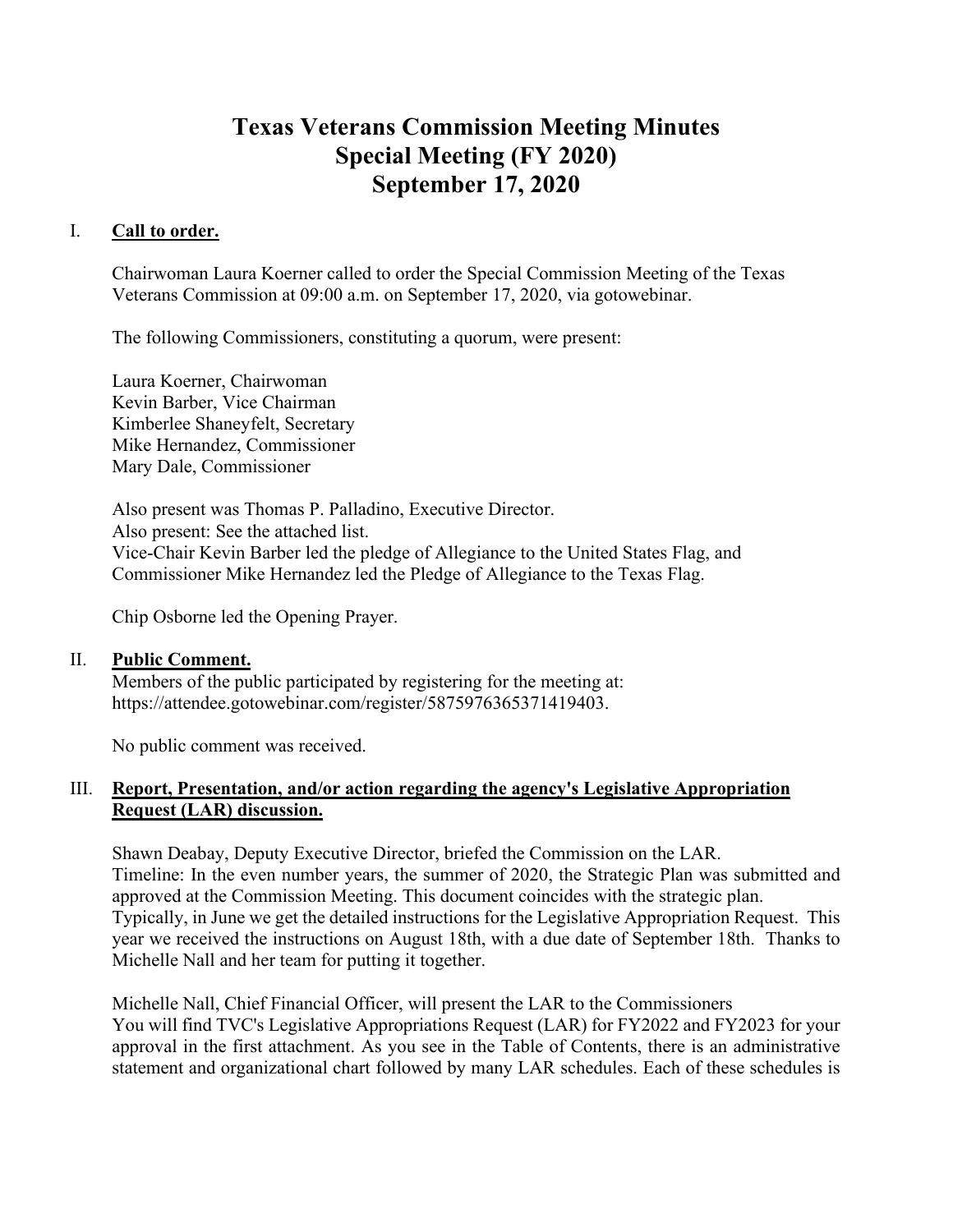# Texas Veterans Commission Meeting Minutes
# Special Meeting (FY 2020)
# September 17, 2020

## I. Call to order.

Chairwoman Laura Koerner called to order the Special Commission Meeting of the Texas Veterans Commission at 09:00 a.m. on September 17, 2020, via gotowebinar.

The following Commissioners, constituting a quorum, were present:

Laura Koerner, Chairwoman
Kevin Barber, Vice Chairman
Kimberlee Shaneyfelt, Secretary
Mike Hernandez, Commissioner
Mary Dale, Commissioner

Also present was Thomas P. Palladino, Executive Director.
Also present: See the attached list.
Vice-Chair Kevin Barber led the pledge of Allegiance to the United States Flag, and Commissioner Mike Hernandez led the Pledge of Allegiance to the Texas Flag.

Chip Osborne led the Opening Prayer.

## II. Public Comment.

Members of the public participated by registering for the meeting at: https://attendee.gotowebinar.com/register/5875976365371419403.

No public comment was received.

## III. Report, Presentation, and/or action regarding the agency's Legislative Appropriation Request (LAR) discussion.

Shawn Deabay, Deputy Executive Director, briefed the Commission on the LAR.
Timeline: In the even number years, the summer of 2020, the Strategic Plan was submitted and approved at the Commission Meeting. This document coincides with the strategic plan.
Typically, in June we get the detailed instructions for the Legislative Appropriation Request. This year we received the instructions on August 18th, with a due date of September 18th. Thanks to Michelle Nall and her team for putting it together.

Michelle Nall, Chief Financial Officer, will present the LAR to the Commissioners
You will find TVC's Legislative Appropriations Request (LAR) for FY2022 and FY2023 for your approval in the first attachment. As you see in the Table of Contents, there is an administrative statement and organizational chart followed by many LAR schedules. Each of these schedules is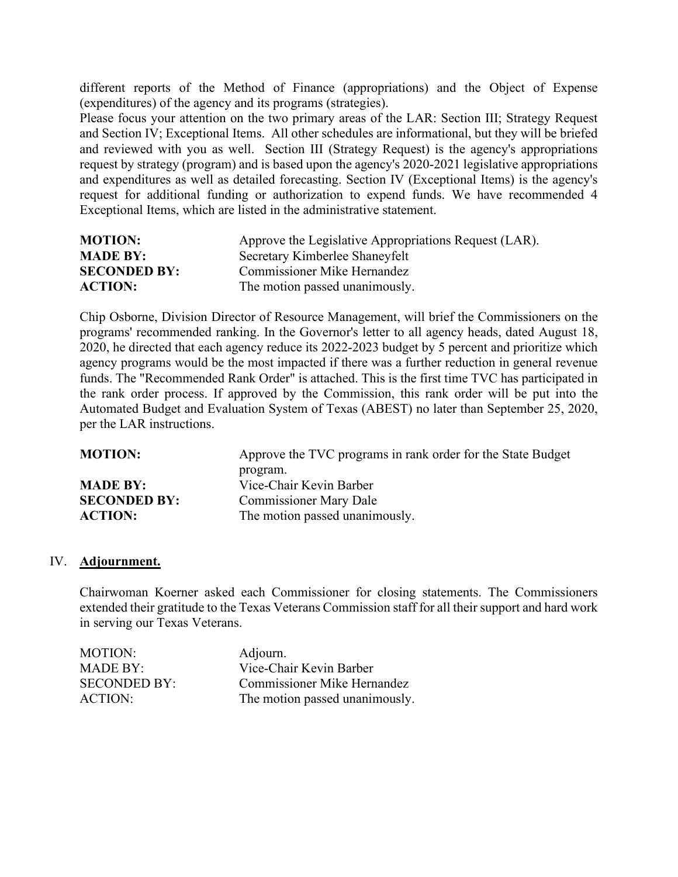different reports of the Method of Finance (appropriations) and the Object of Expense (expenditures) of the agency and its programs (strategies).

Please focus your attention on the two primary areas of the LAR: Section III; Strategy Request and Section IV; Exceptional Items. All other schedules are informational, but they will be briefed and reviewed with you as well. Section III (Strategy Request) is the agency's appropriations request by strategy (program) and is based upon the agency's 2020-2021 legislative appropriations and expenditures as well as detailed forecasting. Section IV (Exceptional Items) is the agency's request for additional funding or authorization to expend funds. We have recommended 4 Exceptional Items, which are listed in the administrative statement.

| | |
|---|---|
| **MOTION:** | Approve the Legislative Appropriations Request (LAR). |
| **MADE BY:** | Secretary Kimberlee Shaneyfelt |
| **SECONDED BY:** | Commissioner Mike Hernandez |
| **ACTION:** | The motion passed unanimously. |

Chip Osborne, Division Director of Resource Management, will brief the Commissioners on the programs' recommended ranking. In the Governor's letter to all agency heads, dated August 18, 2020, he directed that each agency reduce its 2022-2023 budget by 5 percent and prioritize which agency programs would be the most impacted if there was a further reduction in general revenue funds. The "Recommended Rank Order" is attached. This is the first time TVC has participated in the rank order process. If approved by the Commission, this rank order will be put into the Automated Budget and Evaluation System of Texas (ABEST) no later than September 25, 2020, per the LAR instructions.

| | |
|---|---|
| **MOTION:** | Approve the TVC programs in rank order for the State Budget program. |
| **MADE BY:** | Vice-Chair Kevin Barber |
| **SECONDED BY:** | Commissioner Mary Dale |
| **ACTION:** | The motion passed unanimously. |

## IV. **Adjournment.**

Chairwoman Koerner asked each Commissioner for closing statements. The Commissioners extended their gratitude to the Texas Veterans Commission staff for all their support and hard work in serving our Texas Veterans.

| | |
|---|---|
| MOTION: | Adjourn. |
| MADE BY: | Vice-Chair Kevin Barber |
| SECONDED BY: | Commissioner Mike Hernandez |
| ACTION: | The motion passed unanimously. |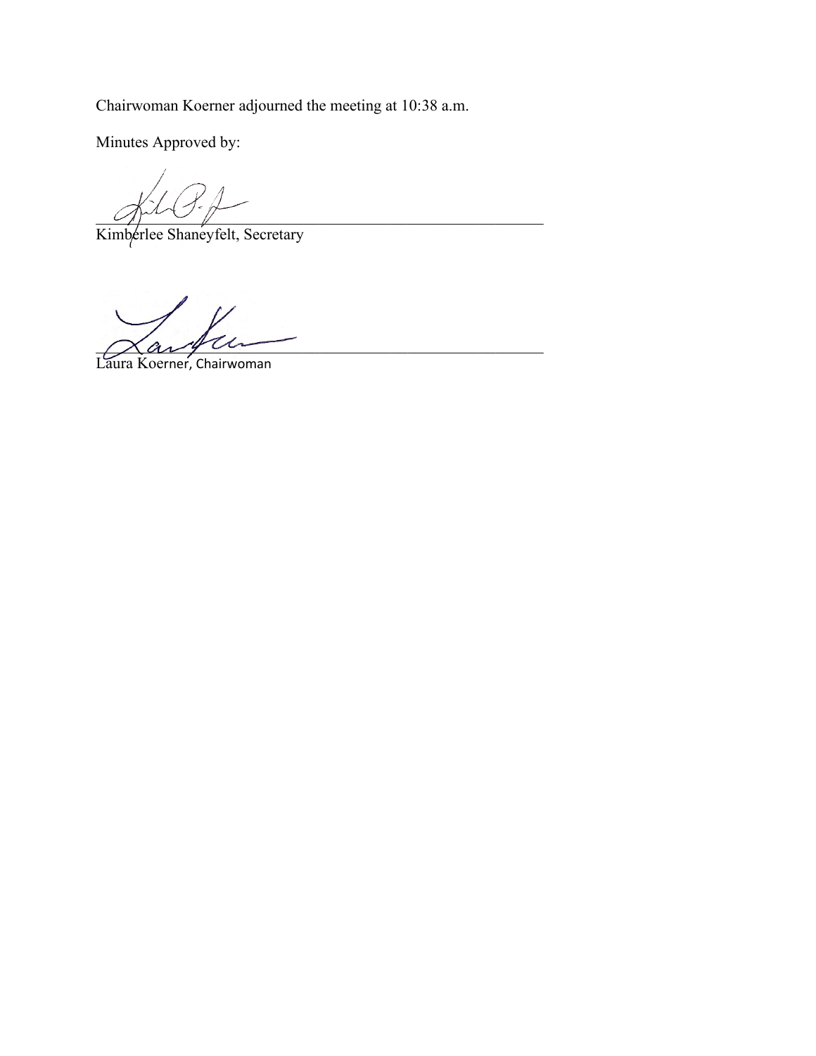Chairwoman Koerner adjourned the meeting at 10:38 a.m.

Minutes Approved by:

_____________________________________________

Kimberlee Shaneyfelt, Secretary

_____________________________________________

Laura Koerner, Chairwoman